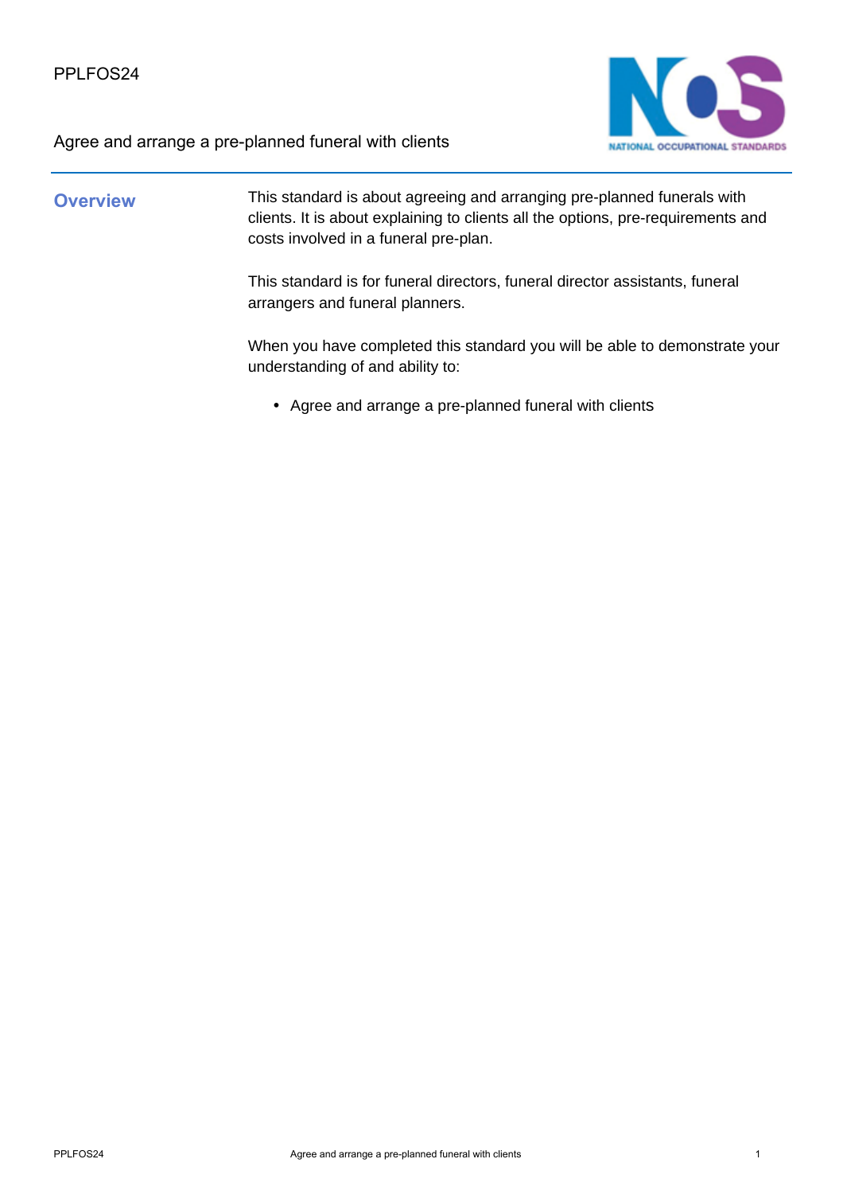PPLFOS24

Agree and arrange a pre-planned funeral with clients

## Overview

This standard is about agreeing and arranging pre-planned funerals with clients. It is about explaining to clients all the options, pre-requirements and costs involved in a funeral pre-plan.

This standard is for funeral directors, funeral director assistants, funeral arrangers and funeral planners.

When you have completed this standard you will be able to demonstrate your understanding of and ability to:

- Agree and arrange a pre-planned funeral with clients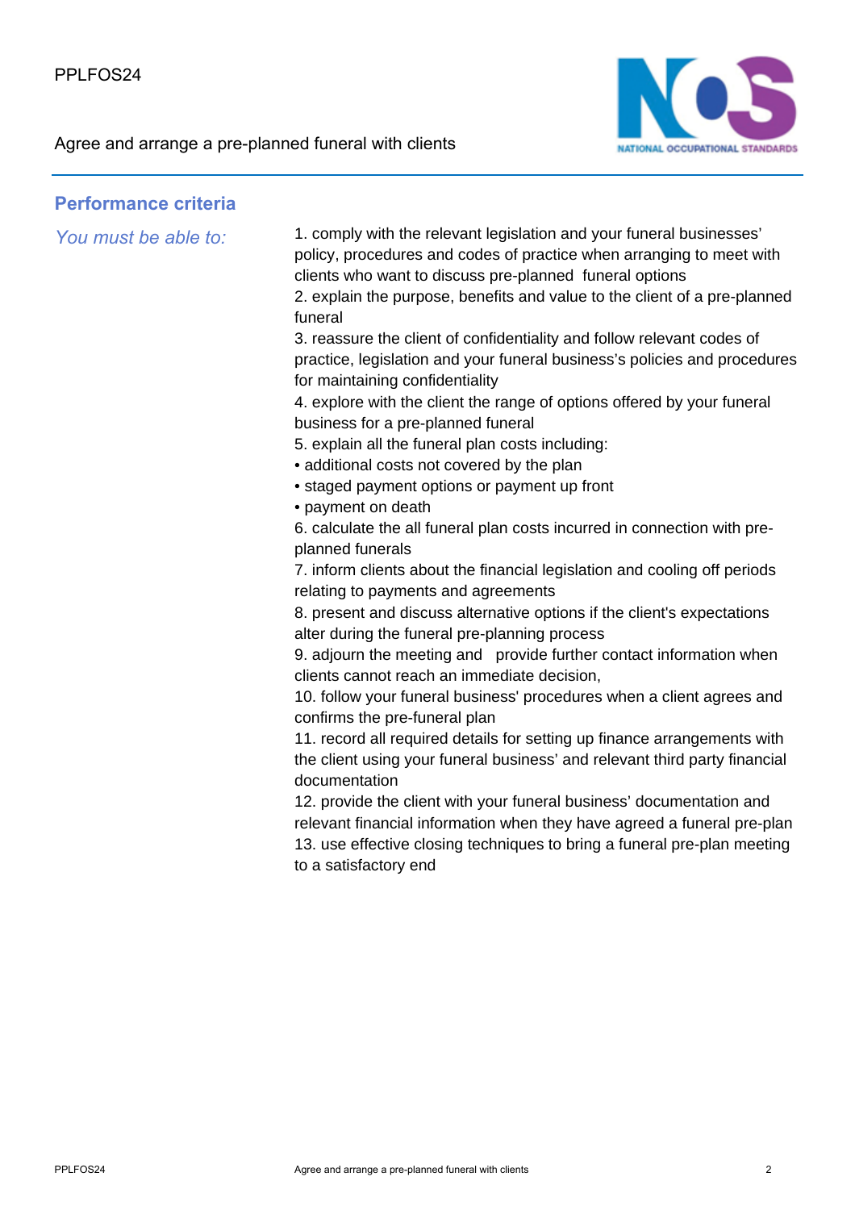## Performance criteria

*You must be able to:*

1. comply with the relevant legislation and your funeral businesses' policy, procedures and codes of practice when arranging to meet with clients who want to discuss pre-planned funeral options
2. explain the purpose, benefits and value to the client of a pre-planned funeral
3. reassure the client of confidentiality and follow relevant codes of practice, legislation and your funeral business's policies and procedures for maintaining confidentiality
4. explore with the client the range of options offered by your funeral business for a pre-planned funeral
5. explain all the funeral plan costs including:
   - additional costs not covered by the plan
   - staged payment options or payment up front
   - payment on death
6. calculate the all funeral plan costs incurred in connection with pre-planned funerals
7. inform clients about the financial legislation and cooling off periods relating to payments and agreements
8. present and discuss alternative options if the client's expectations alter during the funeral pre-planning process
9. adjourn the meeting and provide further contact information when clients cannot reach an immediate decision,
10. follow your funeral business' procedures when a client agrees and confirms the pre-funeral plan
11. record all required details for setting up finance arrangements with the client using your funeral business' and relevant third party financial documentation
12. provide the client with your funeral business' documentation and relevant financial information when they have agreed a funeral pre-plan
13. use effective closing techniques to bring a funeral pre-plan meeting to a satisfactory end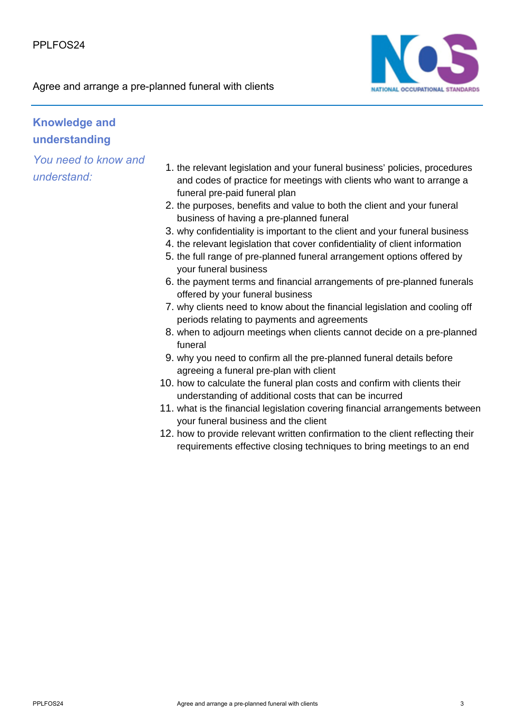## Knowledge and understanding

*You need to know and understand:*

1. the relevant legislation and your funeral business' policies, procedures and codes of practice for meetings with clients who want to arrange a funeral pre-paid funeral plan
2. the purposes, benefits and value to both the client and your funeral business of having a pre-planned funeral
3. why confidentiality is important to the client and your funeral business
4. the relevant legislation that cover confidentiality of client information
5. the full range of pre-planned funeral arrangement options offered by your funeral business
6. the payment terms and financial arrangements of pre-planned funerals offered by your funeral business
7. why clients need to know about the financial legislation and cooling off periods relating to payments and agreements
8. when to adjourn meetings when clients cannot decide on a pre-planned funeral
9. why you need to confirm all the pre-planned funeral details before agreeing a funeral pre-plan with client
10. how to calculate the funeral plan costs and confirm with clients their understanding of additional costs that can be incurred
11. what is the financial legislation covering financial arrangements between your funeral business and the client
12. how to provide relevant written confirmation to the client reflecting their requirements effective closing techniques to bring meetings to an end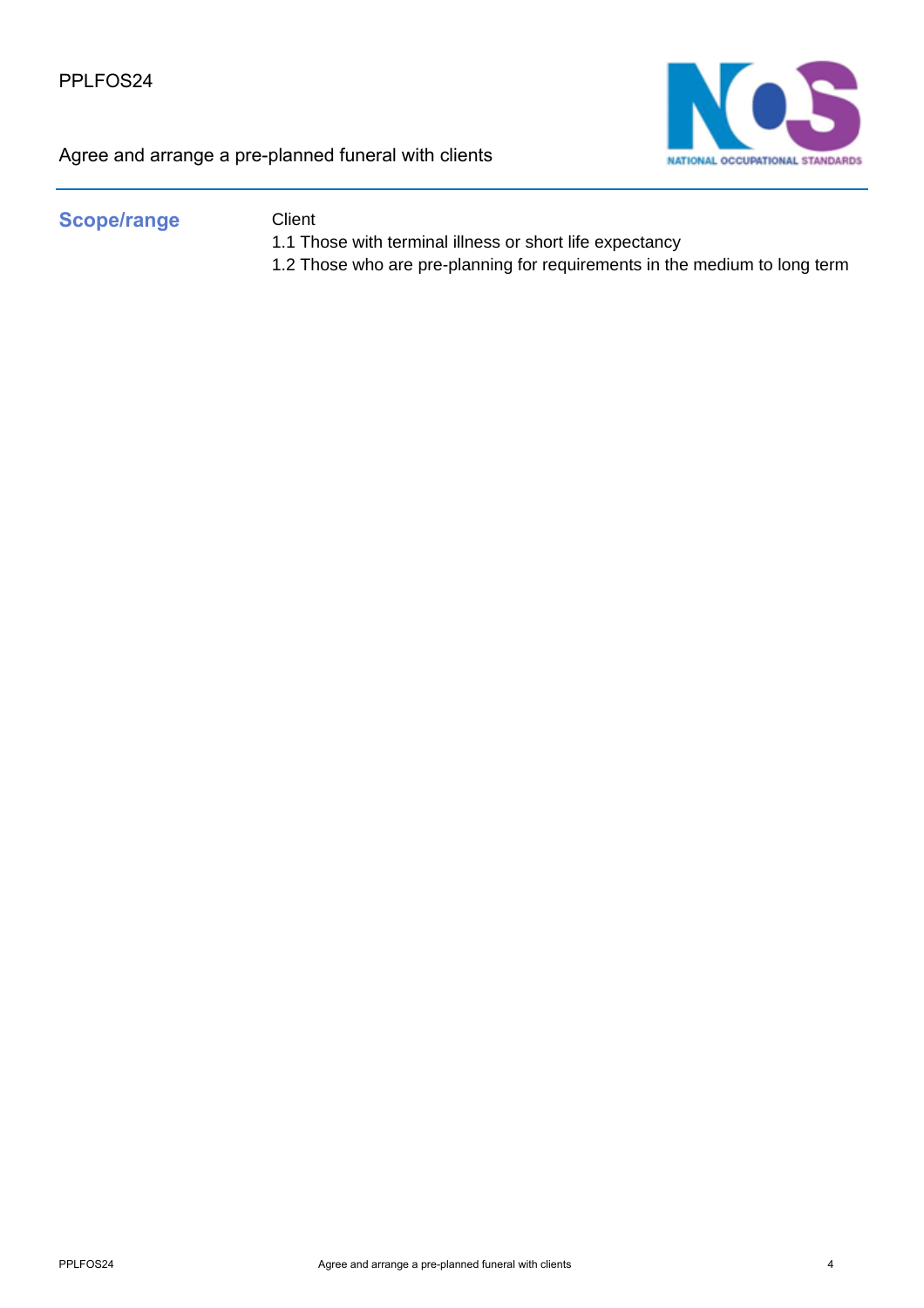## Scope/range

Client

1.1 Those with terminal illness or short life expectancy

1.2 Those who are pre-planning for requirements in the medium to long term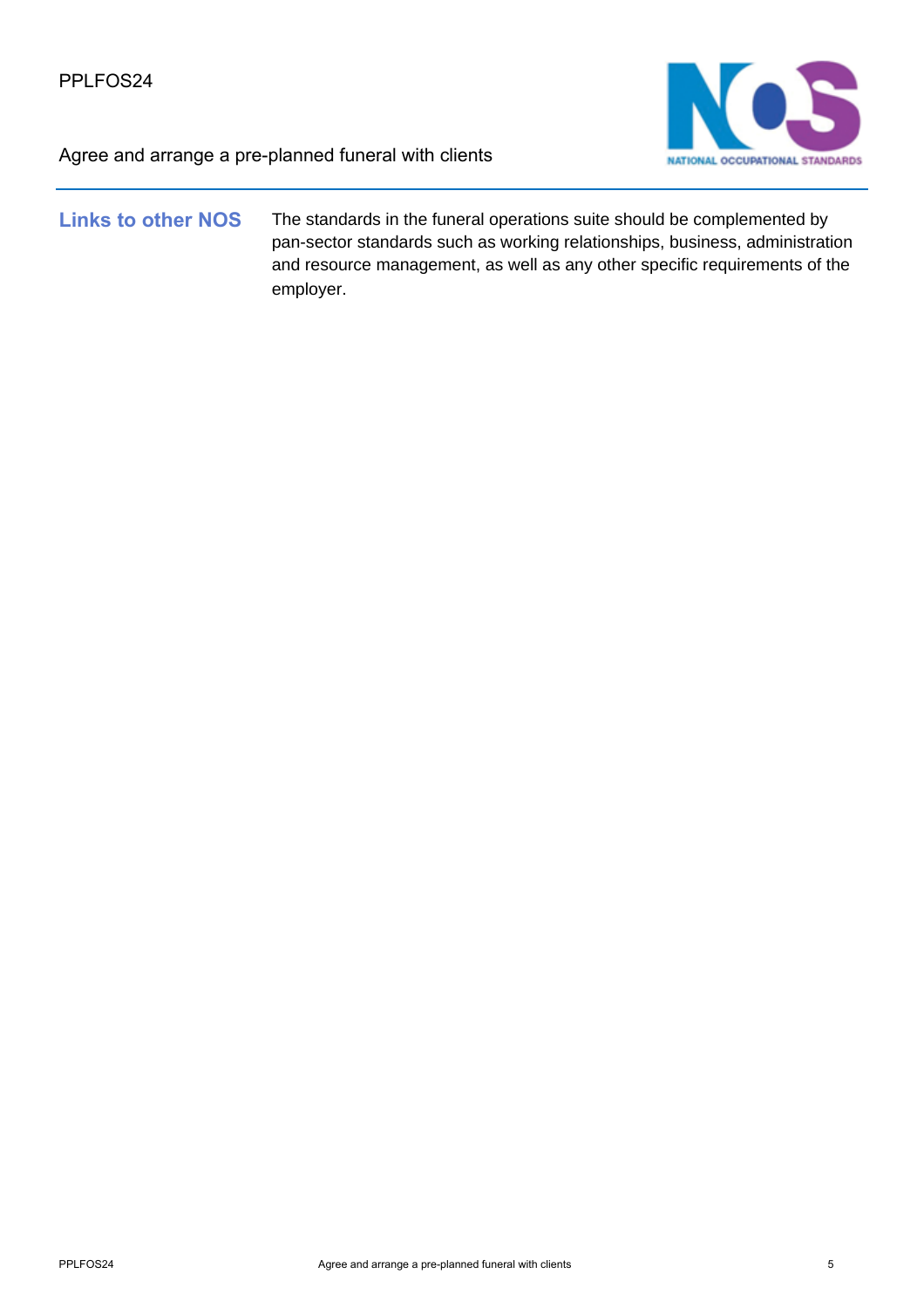| Links to other NOS | The standards in the funeral operations suite should be complemented by pan-sector standards such as working relationships, business, administration and resource management, as well as any other specific requirements of the employer. |
| --- | --- |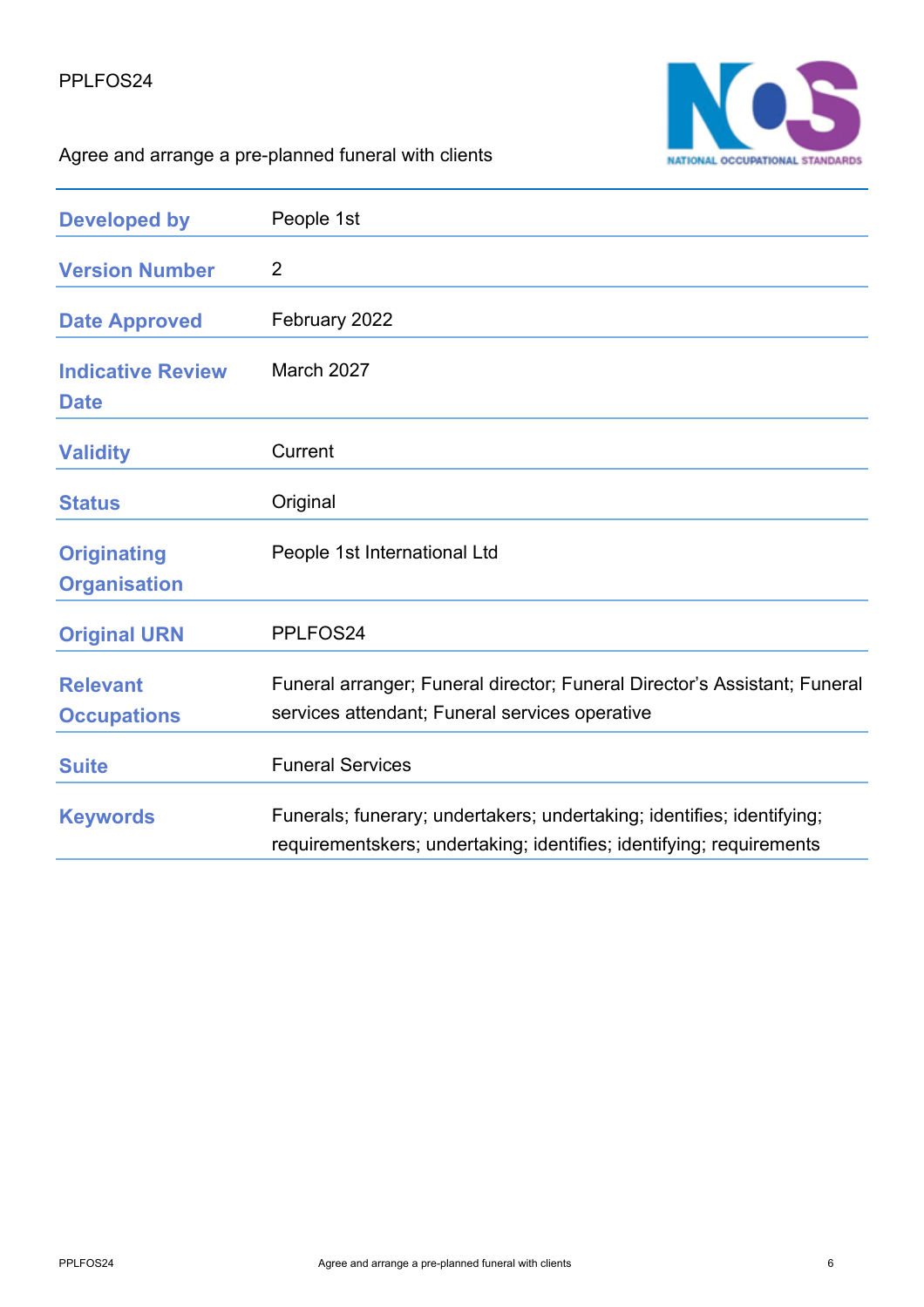PPLFOS24

Agree and arrange a pre-planned funeral with clients

| | |
|---|---|
| **Developed by** | People 1st |
| **Version Number** | 2 |
| **Date Approved** | February 2022 |
| **Indicative Review Date** | March 2027 |
| **Validity** | Current |
| **Status** | Original |
| **Originating Organisation** | People 1st International Ltd |
| **Original URN** | PPLFOS24 |
| **Relevant Occupations** | Funeral arranger; Funeral director; Funeral Director's Assistant; Funeral services attendant; Funeral services operative |
| **Suite** | Funeral Services |
| **Keywords** | Funerals; funerary; undertakers; undertaking; identifies; identifying; requirementskers; undertaking; identifies; identifying; requirements |